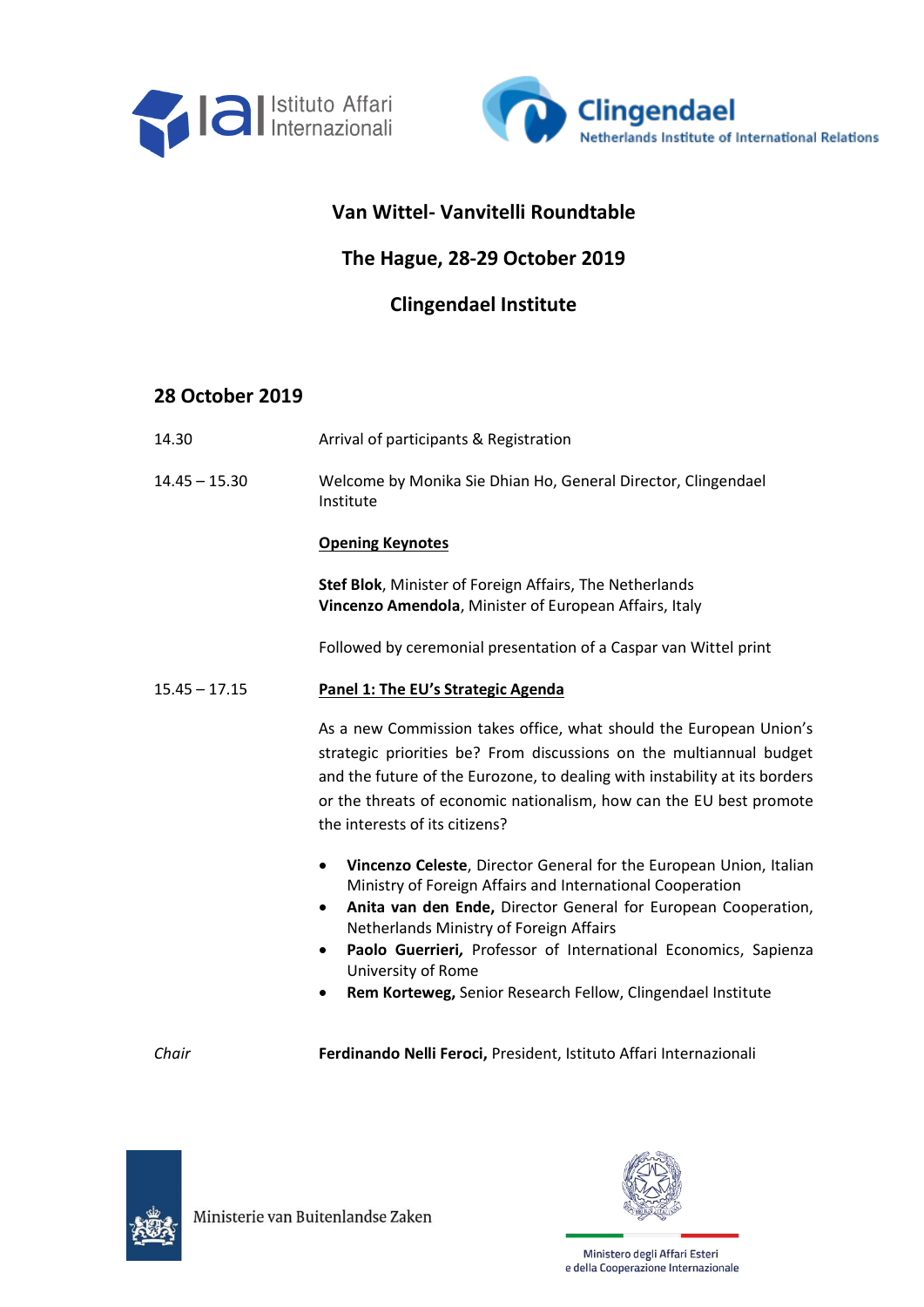Istituto Affari Internazionali

Clingendael – Netherlands Institute of International Relations

# Van Wittel- Vanvitelli Roundtable

## The Hague, 28-29 October 2019

## Clingendael Institute

## 28 October 2019

| | |
|---|---|
| 14.30 | Arrival of participants & Registration |
| 14.45 – 15.30 | Welcome by Monika Sie Dhian Ho, General Director, Clingendael Institute |

**Opening Keynotes**

**Stef Blok**, Minister of Foreign Affairs, The Netherlands
**Vincenzo Amendola**, Minister of European Affairs, Italy

Followed by ceremonial presentation of a Caspar van Wittel print

15.45 – 17.15 **Panel 1: The EU's Strategic Agenda**

As a new Commission takes office, what should the European Union's strategic priorities be? From discussions on the multiannual budget and the future of the Eurozone, to dealing with instability at its borders or the threats of economic nationalism, how can the EU best promote the interests of its citizens?

- **Vincenzo Celeste**, Director General for the European Union, Italian Ministry of Foreign Affairs and International Cooperation
- **Anita van den Ende,** Director General for European Cooperation, Netherlands Ministry of Foreign Affairs
- **Paolo Guerrieri,** Professor of International Economics, Sapienza University of Rome
- **Rem Korteweg,** Senior Research Fellow, Clingendael Institute

*Chair* **Ferdinando Nelli Feroci,** President, Istituto Affari Internazionali

Ministerie van Buitenlandse Zaken

Ministero degli Affari Esteri e della Cooperazione Internazionale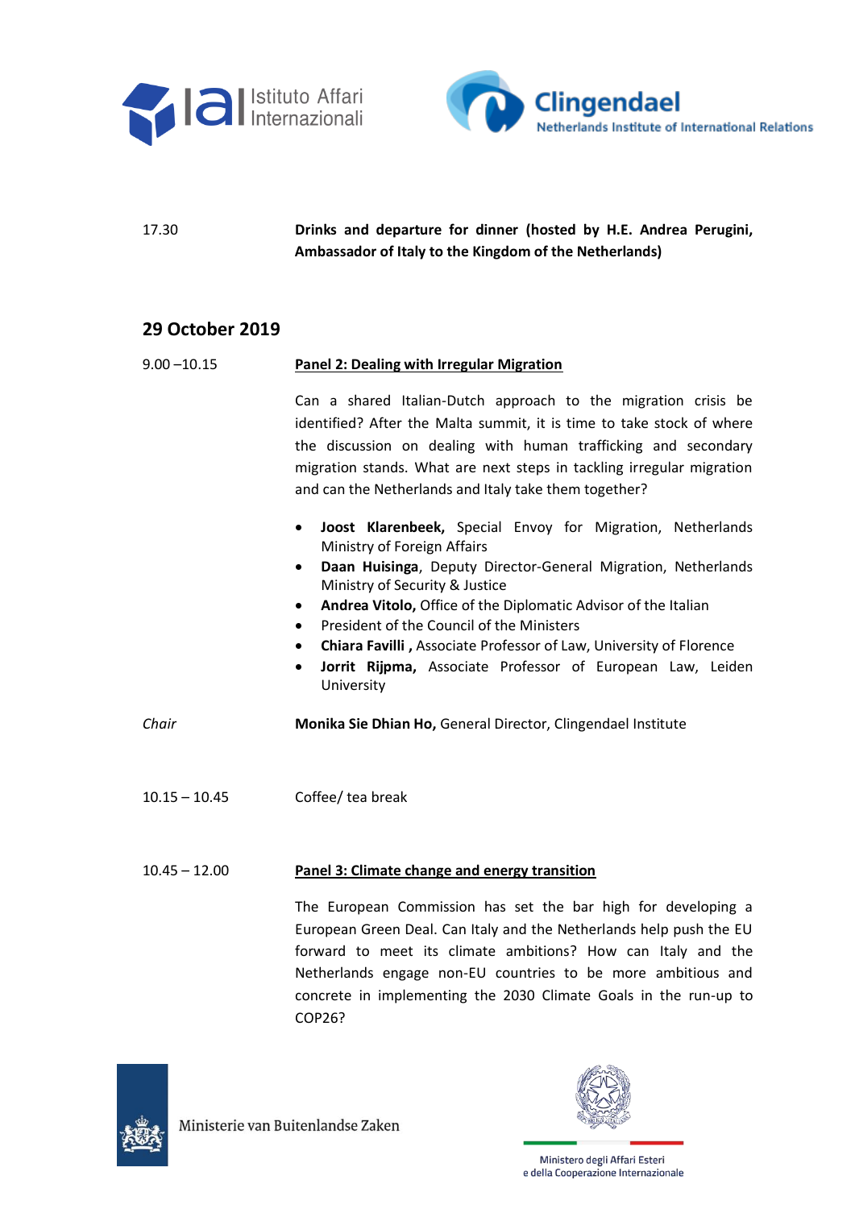17.30 **Drinks and departure for dinner (hosted by H.E. Andrea Perugini, Ambassador of Italy to the Kingdom of the Netherlands)**

## 29 October 2019

9.00 –10.15 **Panel 2: Dealing with Irregular Migration**

Can a shared Italian-Dutch approach to the migration crisis be identified? After the Malta summit, it is time to take stock of where the discussion on dealing with human trafficking and secondary migration stands. What are next steps in tackling irregular migration and can the Netherlands and Italy take them together?

- **Joost Klarenbeek,** Special Envoy for Migration, Netherlands Ministry of Foreign Affairs
- **Daan Huisinga**, Deputy Director-General Migration, Netherlands Ministry of Security & Justice
- **Andrea Vitolo,** Office of the Diplomatic Advisor of the Italian
- President of the Council of the Ministers
- **Chiara Favilli ,** Associate Professor of Law, University of Florence
- **Jorrit Rijpma,** Associate Professor of European Law, Leiden University

*Chair* **Monika Sie Dhian Ho,** General Director, Clingendael Institute

10.15 – 10.45 Coffee/ tea break

10.45 – 12.00 **Panel 3: Climate change and energy transition**

The European Commission has set the bar high for developing a European Green Deal. Can Italy and the Netherlands help push the EU forward to meet its climate ambitions? How can Italy and the Netherlands engage non-EU countries to be more ambitious and concrete in implementing the 2030 Climate Goals in the run-up to COP26?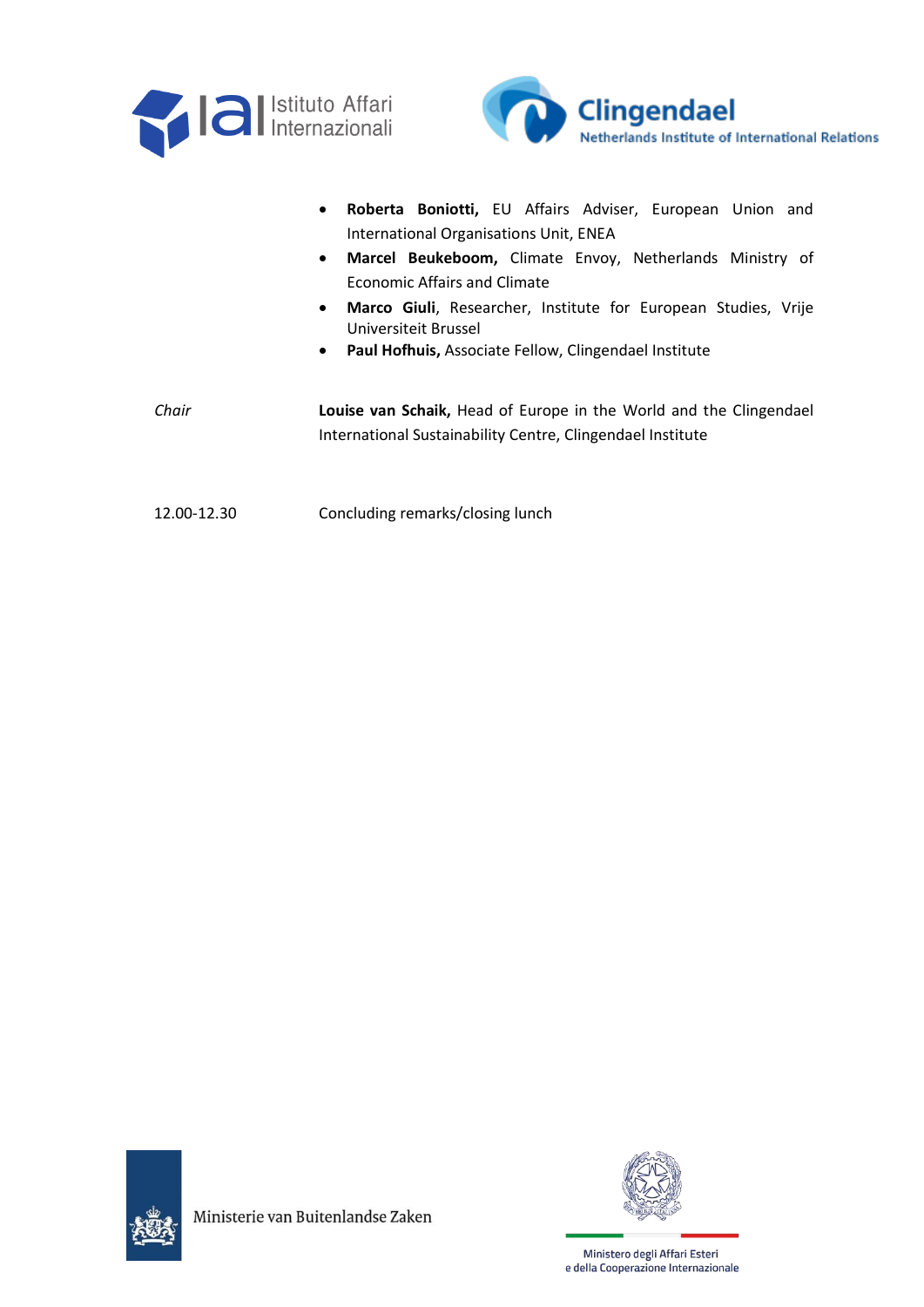- **Roberta Boniotti,** EU Affairs Adviser, European Union and International Organisations Unit, ENEA
- **Marcel Beukeboom,** Climate Envoy, Netherlands Ministry of Economic Affairs and Climate
- **Marco Giuli**, Researcher, Institute for European Studies, Vrije Universiteit Brussel
- **Paul Hofhuis,** Associate Fellow, Clingendael Institute

| | |
|---|---|
| *Chair* | **Louise van Schaik,** Head of Europe in the World and the Clingendael International Sustainability Centre, Clingendael Institute |
| 12.00-12.30 | Concluding remarks/closing lunch |